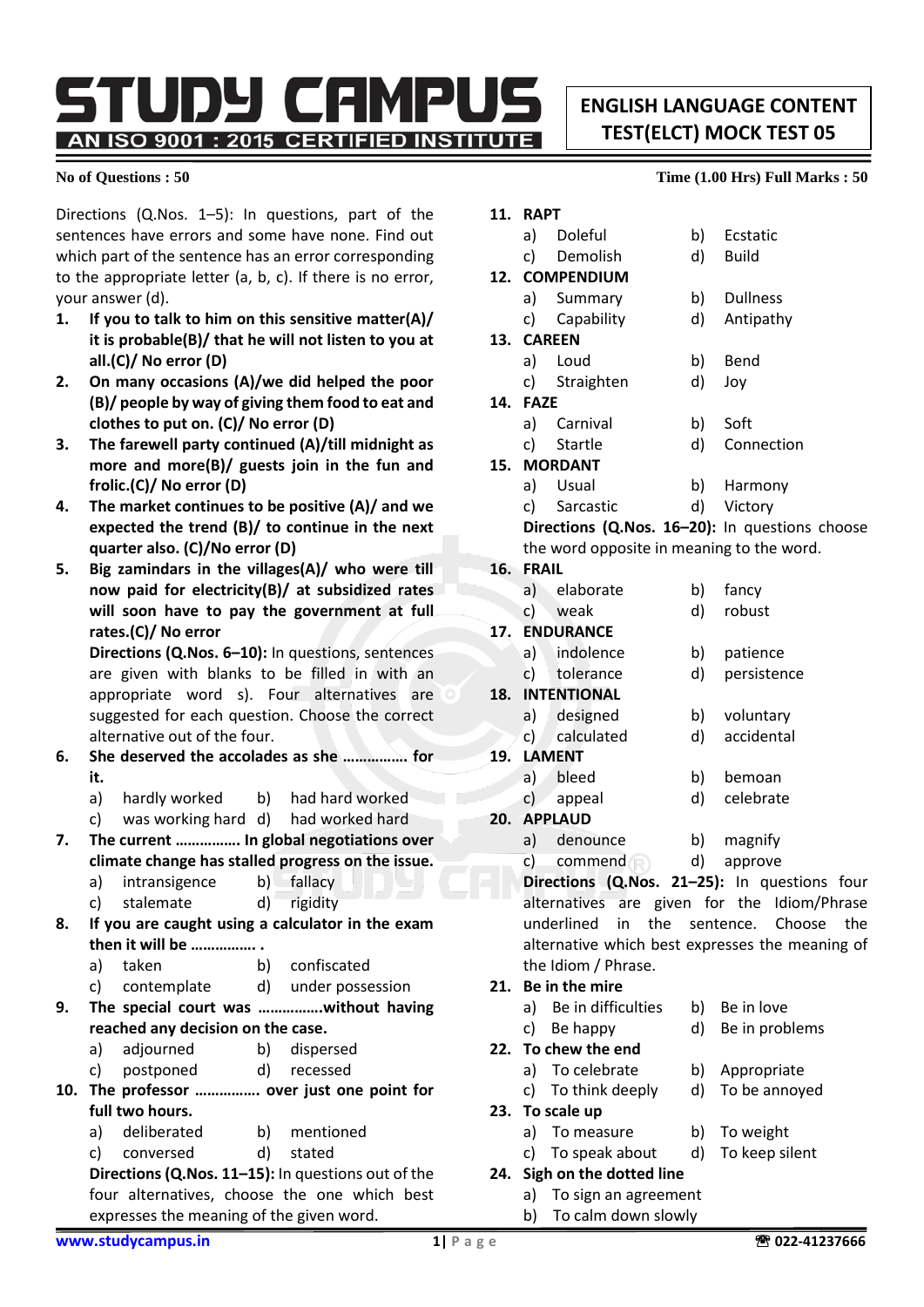# STUDY CAMPUS

AN ISO 9001 : 2015 CERTIFIED INSTITUTE

## ENGLISH LANGUAGE CONTENT TEST(ELCT) MOCK TEST 05

**No of Questions : 50** **Time (1.00 Hrs) Full Marks : 50**

Directions (Q.Nos. 1–5): In questions, part of the sentences have errors and some have none. Find out which part of the sentence has an error corresponding to the appropriate letter (a, b, c). If there is no error, your answer (d).

1. **If you to talk to him on this sensitive matter(A)/ it is probable(B)/ that he will not listen to you at all.(C)/ No error (D)**
2. **On many occasions (A)/we did helped the poor (B)/ people by way of giving them food to eat and clothes to put on. (C)/ No error (D)**
3. **The farewell party continued (A)/till midnight as more and more(B)/ guests join in the fun and frolic.(C)/ No error (D)**
4. **The market continues to be positive (A)/ and we expected the trend (B)/ to continue in the next quarter also. (C)/No error (D)**
5. **Big zamindars in the villages(A)/ who were till now paid for electricity(B)/ at subsidized rates will soon have to pay the government at full rates.(C)/ No error**

**Directions (Q.Nos. 6–10):** In questions, sentences are given with blanks to be filled in with an appropriate word s). Four alternatives are suggested for each question. Choose the correct alternative out of the four.

6. **She deserved the accolades as she ……………. for it.**
   a) hardly worked b) had hard worked
   c) was working hard d) had worked hard
7. **The current ……………. In global negotiations over climate change has stalled progress on the issue.**
   a) intransigence b) fallacy
   c) stalemate d) rigidity
8. **If you are caught using a calculator in the exam then it will be ……………. .**
   a) taken b) confiscated
   c) contemplate d) under possession
9. **The special court was …………….without having reached any decision on the case.**
   a) adjourned b) dispersed
   c) postponed d) recessed
10. **The professor ……………. over just one point for full two hours.**
    a) deliberated b) mentioned
    c) conversed d) stated

**Directions (Q.Nos. 11–15):** In questions out of the four alternatives, choose the one which best expresses the meaning of the given word.

11. **RAPT**
    a) Doleful b) Ecstatic
    c) Demolish d) Build
12. **COMPENDIUM**
    a) Summary b) Dullness
    c) Capability d) Antipathy
13. **CAREEN**
    a) Loud b) Bend
    c) Straighten d) Joy
14. **FAZE**
    a) Carnival b) Soft
    c) Startle d) Connection
15. **MORDANT**
    a) Usual b) Harmony
    c) Sarcastic d) Victory

**Directions (Q.Nos. 16–20):** In questions choose the word opposite in meaning to the word.

16. **FRAIL**
    a) elaborate b) fancy
    c) weak d) robust
17. **ENDURANCE**
    a) indolence b) patience
    c) tolerance d) persistence
18. **INTENTIONAL**
    a) designed b) voluntary
    c) calculated d) accidental
19. **LAMENT**
    a) bleed b) bemoan
    c) appeal d) celebrate
20. **APPLAUD**
    a) denounce b) magnify
    c) commend d) approve

**Directions (Q.Nos. 21–25):** In questions four alternatives are given for the Idiom/Phrase underlined in the sentence. Choose the alternative which best expresses the meaning of the Idiom / Phrase.

21. **Be in the mire**
    a) Be in difficulties b) Be in love
    c) Be happy d) Be in problems
22. **To chew the end**
    a) To celebrate b) Appropriate
    c) To think deeply d) To be annoyed
23. **To scale up**
    a) To measure b) To weight
    c) To speak about d) To keep silent
24. **Sigh on the dotted line**
    a) To sign an agreement
    b) To calm down slowly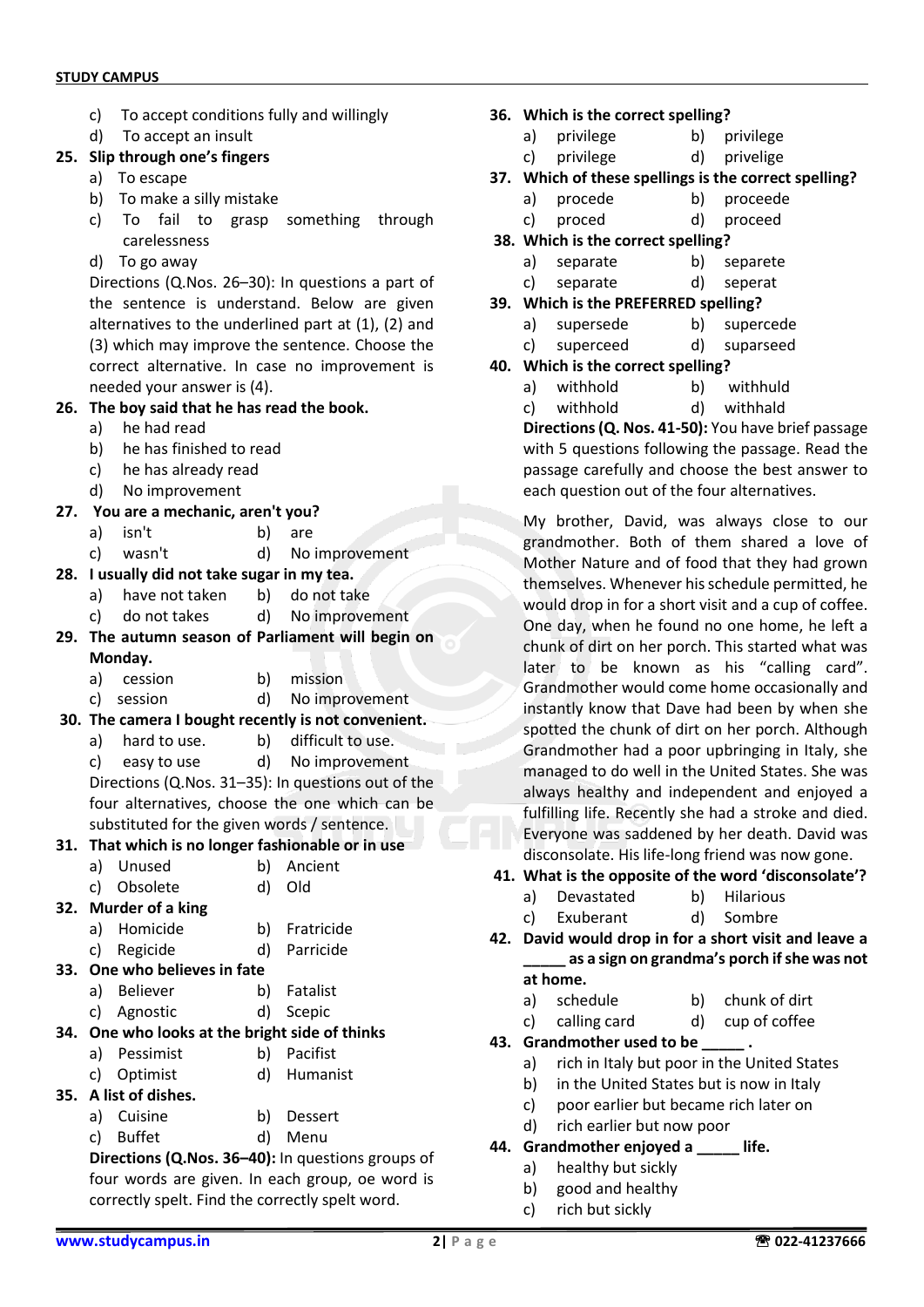c) To accept conditions fully and willingly
d) To accept an insult

**25. Slip through one's fingers**
a) To escape
b) To make a silly mistake
c) To fail to grasp something through carelessness
d) To go away

Directions (Q.Nos. 26–30): In questions a part of the sentence is understand. Below are given alternatives to the underlined part at (1), (2) and (3) which may improve the sentence. Choose the correct alternative. In case no improvement is needed your answer is (4).

**26. The boy said that he has read the book.**
a) he had read
b) he has finished to read
c) he has already read
d) No improvement

**27. You are a mechanic, aren't you?**
a) isn't
b) are
c) wasn't
d) No improvement

**28. I usually did not take sugar in my tea.**
a) have not taken
b) do not take
c) do not takes
d) No improvement

**29. The autumn season of Parliament will begin on Monday.**
a) cession
b) mission
c) session
d) No improvement

**30. The camera I bought recently is not convenient.**
a) hard to use.
b) difficult to use.
c) easy to use
d) No improvement

Directions (Q.Nos. 31–35): In questions out of the four alternatives, choose the one which can be substituted for the given words / sentence.

**31. That which is no longer fashionable or in use**
a) Unused
b) Ancient
c) Obsolete
d) Old

**32. Murder of a king**
a) Homicide
b) Fratricide
c) Regicide
d) Parricide

**33. One who believes in fate**
a) Believer
b) Fatalist
c) Agnostic
d) Scepic

**34. One who looks at the bright side of thinks**
a) Pessimist
b) Pacifist
c) Optimist
d) Humanist

**35. A list of dishes.**
a) Cuisine
b) Dessert
c) Buffet
d) Menu

**Directions (Q.Nos. 36–40):** In questions groups of four words are given. In each group, oe word is correctly spelt. Find the correctly spelt word.

**36. Which is the correct spelling?**
a) privilege
b) privilege
c) privilege
d) privelige

**37. Which of these spellings is the correct spelling?**
a) procede
b) proceede
c) proced
d) proceed

**38. Which is the correct spelling?**
a) separate
b) separete
c) separate
d) seperat

**39. Which is the PREFERRED spelling?**
a) supersede
b) supercede
c) superceed
d) superseed

**40. Which is the correct spelling?**
a) withhold
b) withhuld
c) withhold
d) withhald

**Directions (Q. Nos. 41-50):** You have brief passage with 5 questions following the passage. Read the passage carefully and choose the best answer to each question out of the four alternatives.

My brother, David, was always close to our grandmother. Both of them shared a love of Mother Nature and of food that they had grown themselves. Whenever his schedule permitted, he would drop in for a short visit and a cup of coffee. One day, when he found no one home, he left a chunk of dirt on her porch. This started what was later to be known as his "calling card". Grandmother would come home occasionally and instantly know that Dave had been by when she spotted the chunk of dirt on her porch. Although Grandmother had a poor upbringing in Italy, she managed to do well in the United States. She was always healthy and independent and enjoyed a fulfilling life. Recently she had a stroke and died. Everyone was saddened by her death. David was disconsolate. His life-long friend was now gone.

**41. What is the opposite of the word 'disconsolate'?**
a) Devastated
b) Hilarious
c) Exuberant
d) Sombre

**42. David would drop in for a short visit and leave a _____ as a sign on grandma's porch if she was not at home.**
a) schedule
b) chunk of dirt
c) calling card
d) cup of coffee

**43. Grandmother used to be _____ .**
a) rich in Italy but poor in the United States
b) in the United States but is now in Italy
c) poor earlier but became rich later on
d) rich earlier but now poor

**44. Grandmother enjoyed a _____ life.**
a) healthy but sickly
b) good and healthy
c) rich but sickly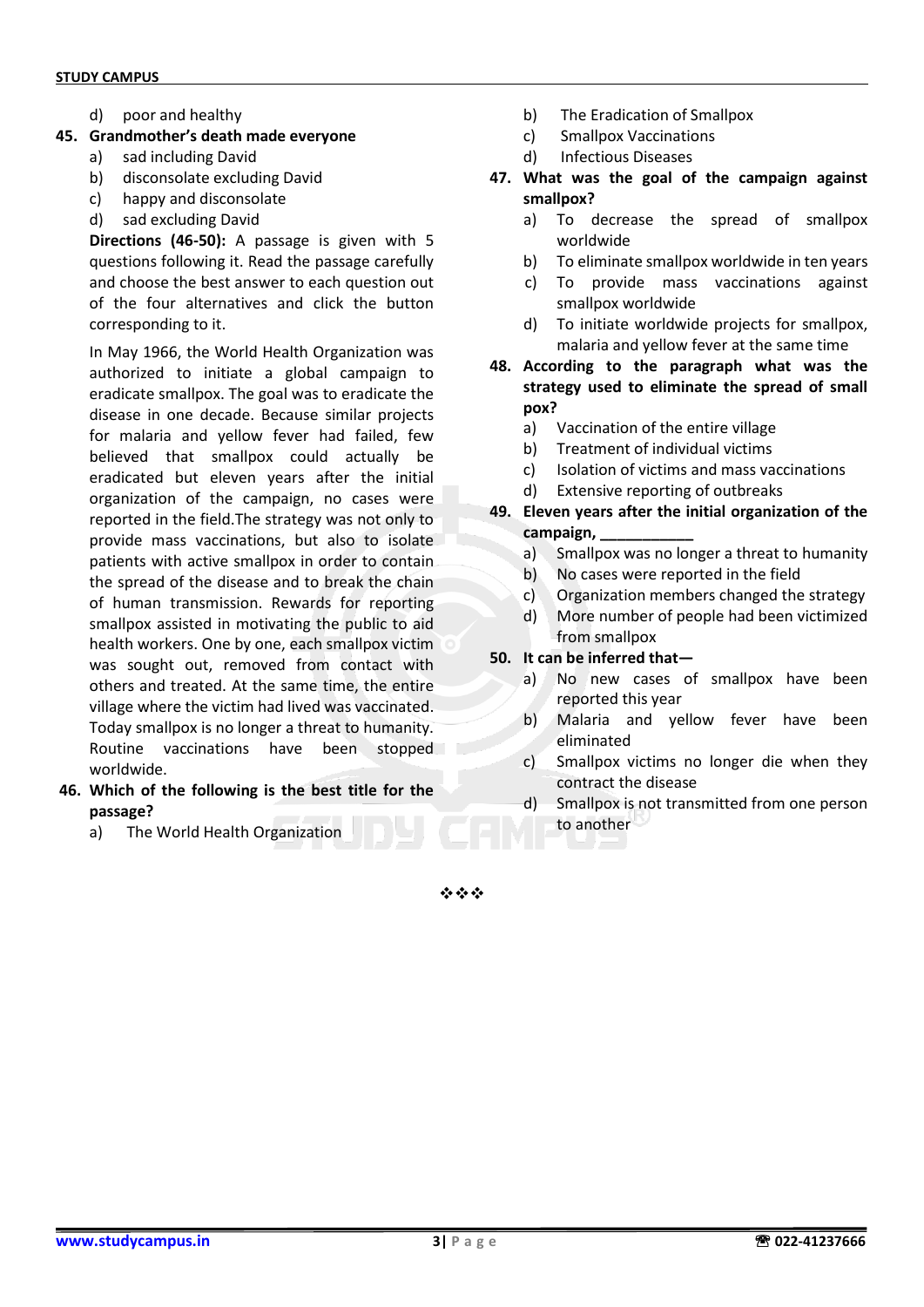d) poor and healthy

**45. Grandmother's death made everyone**

a) sad including David
b) disconsolate excluding David
c) happy and disconsolate
d) sad excluding David

**Directions (46-50):** A passage is given with 5 questions following it. Read the passage carefully and choose the best answer to each question out of the four alternatives and click the button corresponding to it.

In May 1966, the World Health Organization was authorized to initiate a global campaign to eradicate smallpox. The goal was to eradicate the disease in one decade. Because similar projects for malaria and yellow fever had failed, few believed that smallpox could actually be eradicated but eleven years after the initial organization of the campaign, no cases were reported in the field.The strategy was not only to provide mass vaccinations, but also to isolate patients with active smallpox in order to contain the spread of the disease and to break the chain of human transmission. Rewards for reporting smallpox assisted in motivating the public to aid health workers. One by one, each smallpox victim was sought out, removed from contact with others and treated. At the same time, the entire village where the victim had lived was vaccinated. Today smallpox is no longer a threat to humanity. Routine vaccinations have been stopped worldwide.

**46. Which of the following is the best title for the passage?**

a) The World Health Organization
b) The Eradication of Smallpox
c) Smallpox Vaccinations
d) Infectious Diseases

**47. What was the goal of the campaign against smallpox?**

a) To decrease the spread of smallpox worldwide
b) To eliminate smallpox worldwide in ten years
c) To provide mass vaccinations against smallpox worldwide
d) To initiate worldwide projects for smallpox, malaria and yellow fever at the same time

**48. According to the paragraph what was the strategy used to eliminate the spread of small pox?**

a) Vaccination of the entire village
b) Treatment of individual victims
c) Isolation of victims and mass vaccinations
d) Extensive reporting of outbreaks

**49. Eleven years after the initial organization of the campaign, \_\_\_\_\_\_\_\_\_\_\_**

a) Smallpox was no longer a threat to humanity
b) No cases were reported in the field
c) Organization members changed the strategy
d) More number of people had been victimized from smallpox

**50. It can be inferred that—**

a) No new cases of smallpox have been reported this year
b) Malaria and yellow fever have been eliminated
c) Smallpox victims no longer die when they contract the disease
d) Smallpox is not transmitted from one person to another

❖❖❖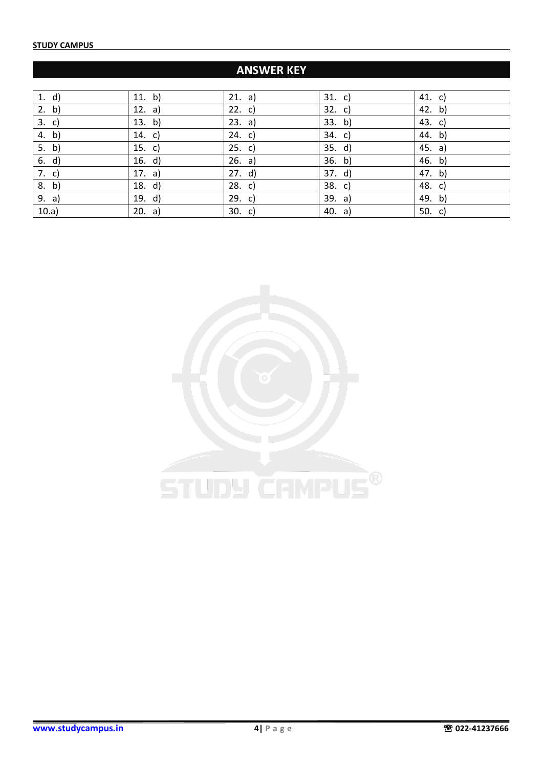## ANSWER KEY

| | | | | |
|---|---|---|---|---|
| 1. d) | 11. b) | 21. a) | 31. c) | 41. c) |
| 2. b) | 12. a) | 22. c) | 32. c) | 42. b) |
| 3. c) | 13. b) | 23. a) | 33. b) | 43. c) |
| 4. b) | 14. c) | 24. c) | 34. c) | 44. b) |
| 5. b) | 15. c) | 25. c) | 35. d) | 45. a) |
| 6. d) | 16. d) | 26. a) | 36. b) | 46. b) |
| 7. c) | 17. a) | 27. d) | 37. d) | 47. b) |
| 8. b) | 18. d) | 28. c) | 38. c) | 48. c) |
| 9. a) | 19. d) | 29. c) | 39. a) | 49. b) |
| 10.a) | 20. a) | 30. c) | 40. a) | 50. c) |